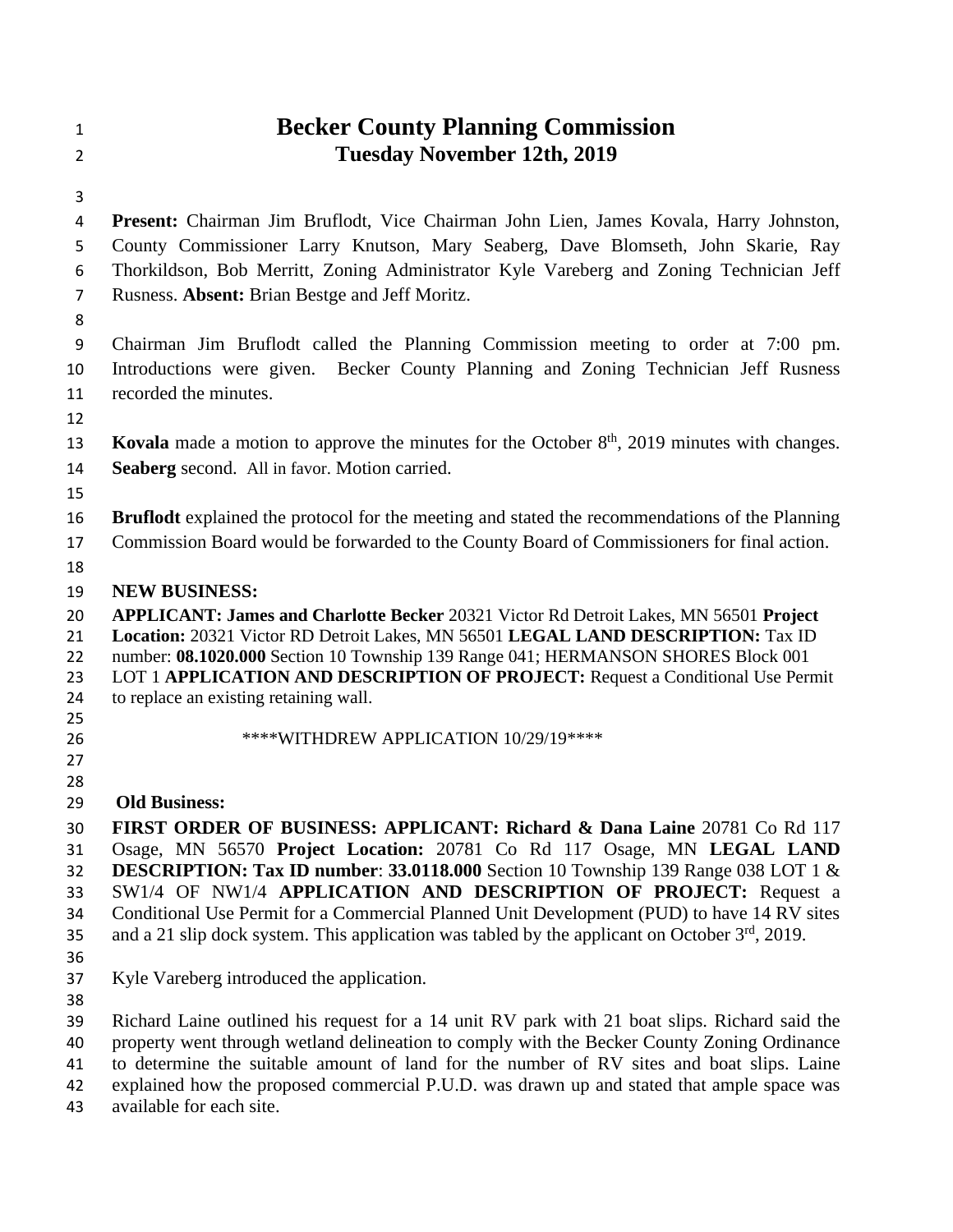# Becker County Planning Commission

## Tuesday November 12th, 2019

**Present:** Chairman Jim Bruflodt, Vice Chairman John Lien, James Kovala, Harry Johnston, County Commissioner Larry Knutson, Mary Seaberg, Dave Blomseth, John Skarie, Ray Thorkildson, Bob Merritt, Zoning Administrator Kyle Vareberg and Zoning Technician Jeff Rusness. **Absent:** Brian Bestge and Jeff Moritz.

Chairman Jim Bruflodt called the Planning Commission meeting to order at 7:00 pm. Introductions were given. Becker County Planning and Zoning Technician Jeff Rusness recorded the minutes.

**Kovala** made a motion to approve the minutes for the October 8th, 2019 minutes with changes. **Seaberg** second. All in favor. Motion carried.

**Bruflodt** explained the protocol for the meeting and stated the recommendations of the Planning Commission Board would be forwarded to the County Board of Commissioners for final action.

**NEW BUSINESS:**

**APPLICANT: James and Charlotte Becker** 20321 Victor Rd Detroit Lakes, MN 56501 **Project Location:** 20321 Victor RD Detroit Lakes, MN 56501 **LEGAL LAND DESCRIPTION:** Tax ID number: **08.1020.000** Section 10 Township 139 Range 041; HERMANSON SHORES Block 001 LOT 1 **APPLICATION AND DESCRIPTION OF PROJECT:** Request a Conditional Use Permit to replace an existing retaining wall.

\*\*\*\*WITHDREW APPLICATION 10/29/19\*\*\*\*

**Old Business:**

**FIRST ORDER OF BUSINESS: APPLICANT: Richard & Dana Laine** 20781 Co Rd 117 Osage, MN 56570 **Project Location:** 20781 Co Rd 117 Osage, MN **LEGAL LAND DESCRIPTION: Tax ID number**: **33.0118.000** Section 10 Township 139 Range 038 LOT 1 & SW1/4 OF NW1/4 **APPLICATION AND DESCRIPTION OF PROJECT:** Request a Conditional Use Permit for a Commercial Planned Unit Development (PUD) to have 14 RV sites and a 21 slip dock system. This application was tabled by the applicant on October 3rd, 2019.

Kyle Vareberg introduced the application.

Richard Laine outlined his request for a 14 unit RV park with 21 boat slips. Richard said the property went through wetland delineation to comply with the Becker County Zoning Ordinance to determine the suitable amount of land for the number of RV sites and boat slips. Laine explained how the proposed commercial P.U.D. was drawn up and stated that ample space was available for each site.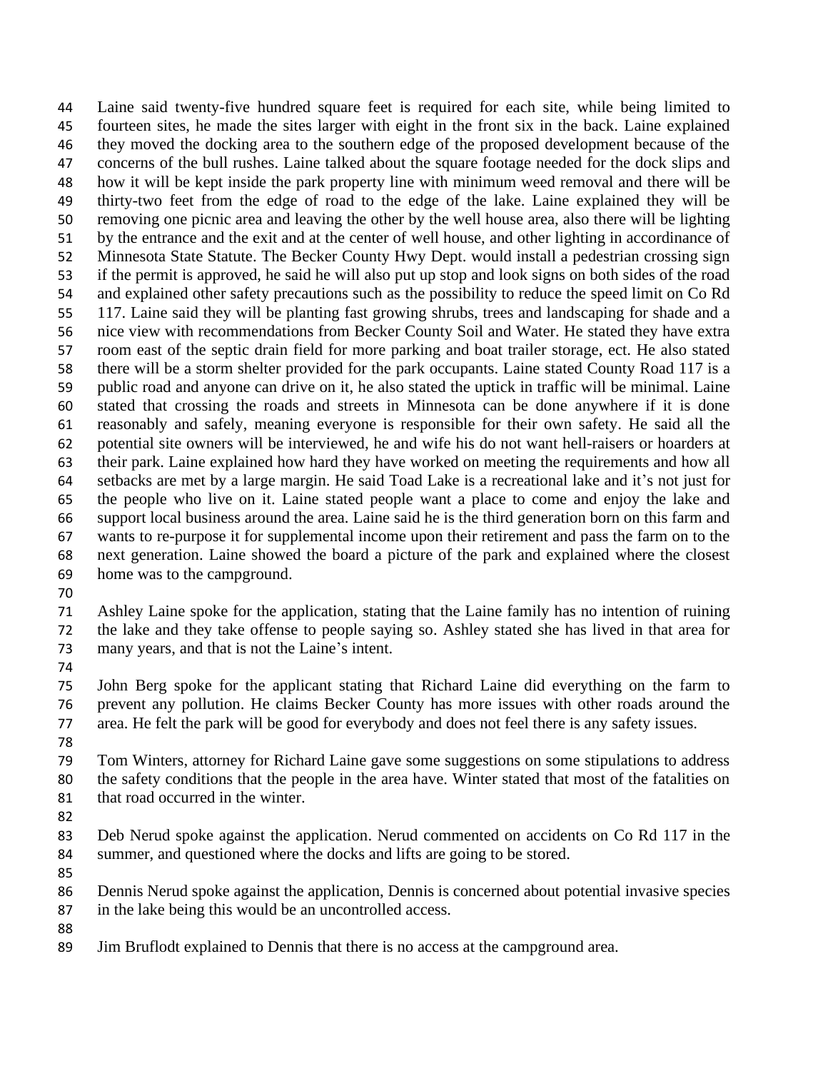Laine said twenty-five hundred square feet is required for each site, while being limited to fourteen sites, he made the sites larger with eight in the front six in the back. Laine explained they moved the docking area to the southern edge of the proposed development because of the concerns of the bull rushes. Laine talked about the square footage needed for the dock slips and how it will be kept inside the park property line with minimum weed removal and there will be thirty-two feet from the edge of road to the edge of the lake. Laine explained they will be removing one picnic area and leaving the other by the well house area, also there will be lighting by the entrance and the exit and at the center of well house, and other lighting in accordinance of Minnesota State Statute. The Becker County Hwy Dept. would install a pedestrian crossing sign if the permit is approved, he said he will also put up stop and look signs on both sides of the road and explained other safety precautions such as the possibility to reduce the speed limit on Co Rd 117. Laine said they will be planting fast growing shrubs, trees and landscaping for shade and a nice view with recommendations from Becker County Soil and Water. He stated they have extra room east of the septic drain field for more parking and boat trailer storage, ect. He also stated there will be a storm shelter provided for the park occupants. Laine stated County Road 117 is a public road and anyone can drive on it, he also stated the uptick in traffic will be minimal. Laine stated that crossing the roads and streets in Minnesota can be done anywhere if it is done reasonably and safely, meaning everyone is responsible for their own safety. He said all the potential site owners will be interviewed, he and wife his do not want hell-raisers or hoarders at their park. Laine explained how hard they have worked on meeting the requirements and how all setbacks are met by a large margin. He said Toad Lake is a recreational lake and it's not just for the people who live on it. Laine stated people want a place to come and enjoy the lake and support local business around the area. Laine said he is the third generation born on this farm and wants to re-purpose it for supplemental income upon their retirement and pass the farm on to the next generation. Laine showed the board a picture of the park and explained where the closest home was to the campground.

Ashley Laine spoke for the application, stating that the Laine family has no intention of ruining the lake and they take offense to people saying so. Ashley stated she has lived in that area for many years, and that is not the Laine's intent.

John Berg spoke for the applicant stating that Richard Laine did everything on the farm to prevent any pollution. He claims Becker County has more issues with other roads around the area. He felt the park will be good for everybody and does not feel there is any safety issues.

Tom Winters, attorney for Richard Laine gave some suggestions on some stipulations to address the safety conditions that the people in the area have. Winter stated that most of the fatalities on that road occurred in the winter.

Deb Nerud spoke against the application. Nerud commented on accidents on Co Rd 117 in the summer, and questioned where the docks and lifts are going to be stored.

Dennis Nerud spoke against the application, Dennis is concerned about potential invasive species in the lake being this would be an uncontrolled access.

Jim Bruflodt explained to Dennis that there is no access at the campground area.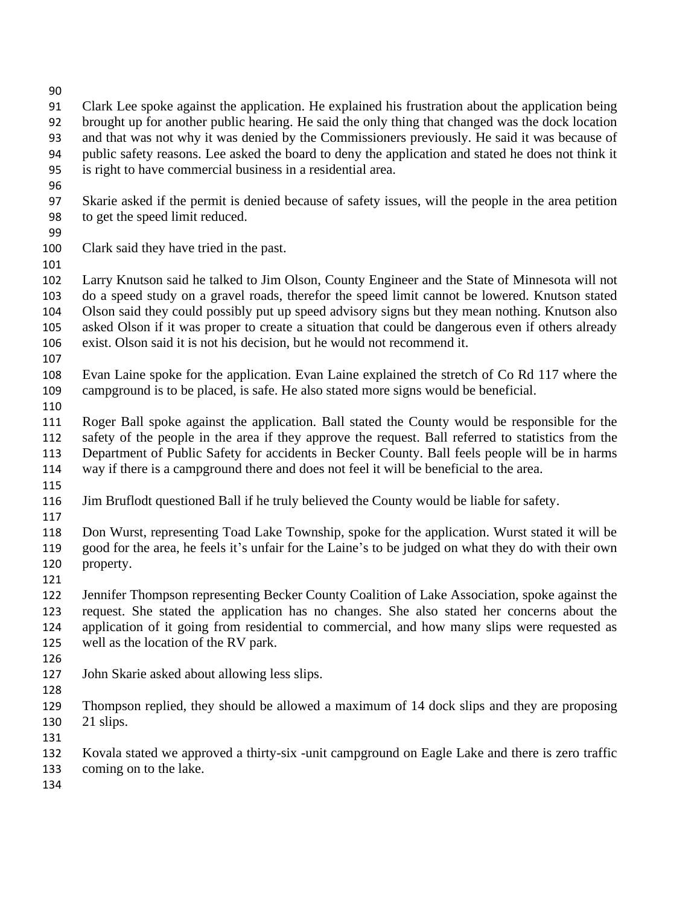Clark Lee spoke against the application. He explained his frustration about the application being brought up for another public hearing. He said the only thing that changed was the dock location and that was not why it was denied by the Commissioners previously. He said it was because of public safety reasons. Lee asked the board to deny the application and stated he does not think it is right to have commercial business in a residential area.

Skarie asked if the permit is denied because of safety issues, will the people in the area petition to get the speed limit reduced.

Clark said they have tried in the past.

Larry Knutson said he talked to Jim Olson, County Engineer and the State of Minnesota will not do a speed study on a gravel roads, therefor the speed limit cannot be lowered. Knutson stated Olson said they could possibly put up speed advisory signs but they mean nothing. Knutson also asked Olson if it was proper to create a situation that could be dangerous even if others already exist. Olson said it is not his decision, but he would not recommend it.

Evan Laine spoke for the application. Evan Laine explained the stretch of Co Rd 117 where the campground is to be placed, is safe. He also stated more signs would be beneficial.

Roger Ball spoke against the application. Ball stated the County would be responsible for the safety of the people in the area if they approve the request. Ball referred to statistics from the Department of Public Safety for accidents in Becker County. Ball feels people will be in harms way if there is a campground there and does not feel it will be beneficial to the area.

Jim Bruflodt questioned Ball if he truly believed the County would be liable for safety.

Don Wurst, representing Toad Lake Township, spoke for the application. Wurst stated it will be good for the area, he feels it's unfair for the Laine's to be judged on what they do with their own property.

Jennifer Thompson representing Becker County Coalition of Lake Association, spoke against the request. She stated the application has no changes. She also stated her concerns about the application of it going from residential to commercial, and how many slips were requested as well as the location of the RV park.

John Skarie asked about allowing less slips.

Thompson replied, they should be allowed a maximum of 14 dock slips and they are proposing 21 slips.

Kovala stated we approved a thirty-six -unit campground on Eagle Lake and there is zero traffic coming on to the lake.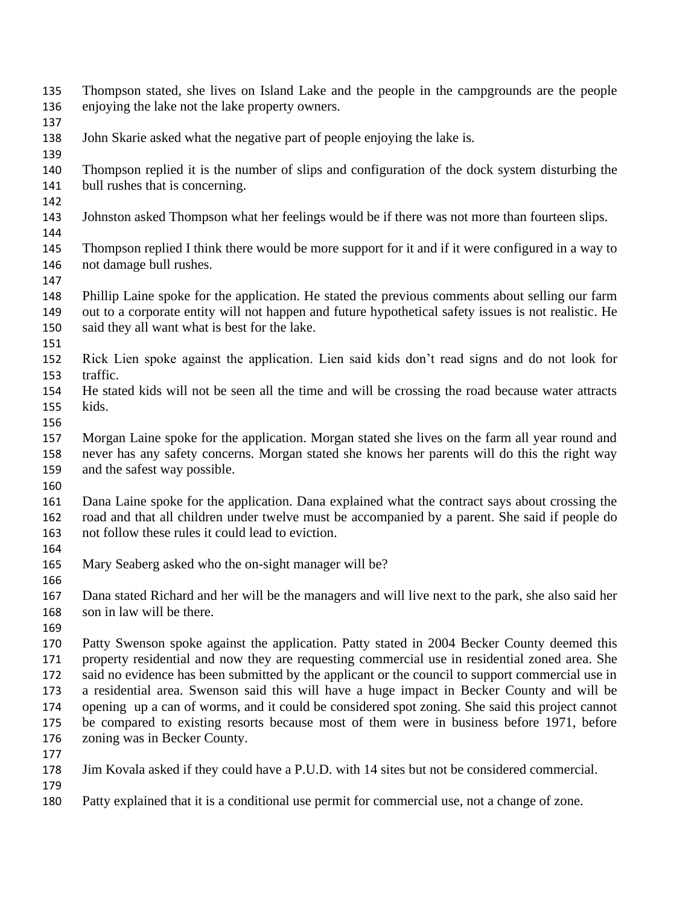Thompson stated, she lives on Island Lake and the people in the campgrounds are the people enjoying the lake not the lake property owners.

John Skarie asked what the negative part of people enjoying the lake is.

Thompson replied it is the number of slips and configuration of the dock system disturbing the bull rushes that is concerning.

Johnston asked Thompson what her feelings would be if there was not more than fourteen slips.

Thompson replied I think there would be more support for it and if it were configured in a way to not damage bull rushes.

Phillip Laine spoke for the application. He stated the previous comments about selling our farm out to a corporate entity will not happen and future hypothetical safety issues is not realistic. He said they all want what is best for the lake.

Rick Lien spoke against the application. Lien said kids don't read signs and do not look for traffic.
He stated kids will not be seen all the time and will be crossing the road because water attracts kids.

Morgan Laine spoke for the application. Morgan stated she lives on the farm all year round and never has any safety concerns. Morgan stated she knows her parents will do this the right way and the safest way possible.

Dana Laine spoke for the application. Dana explained what the contract says about crossing the road and that all children under twelve must be accompanied by a parent. She said if people do not follow these rules it could lead to eviction.

Mary Seaberg asked who the on-sight manager will be?

Dana stated Richard and her will be the managers and will live next to the park, she also said her son in law will be there.

Patty Swenson spoke against the application. Patty stated in 2004 Becker County deemed this property residential and now they are requesting commercial use in residential zoned area. She said no evidence has been submitted by the applicant or the council to support commercial use in a residential area. Swenson said this will have a huge impact in Becker County and will be opening up a can of worms, and it could be considered spot zoning. She said this project cannot be compared to existing resorts because most of them were in business before 1971, before zoning was in Becker County.

Jim Kovala asked if they could have a P.U.D. with 14 sites but not be considered commercial.

Patty explained that it is a conditional use permit for commercial use, not a change of zone.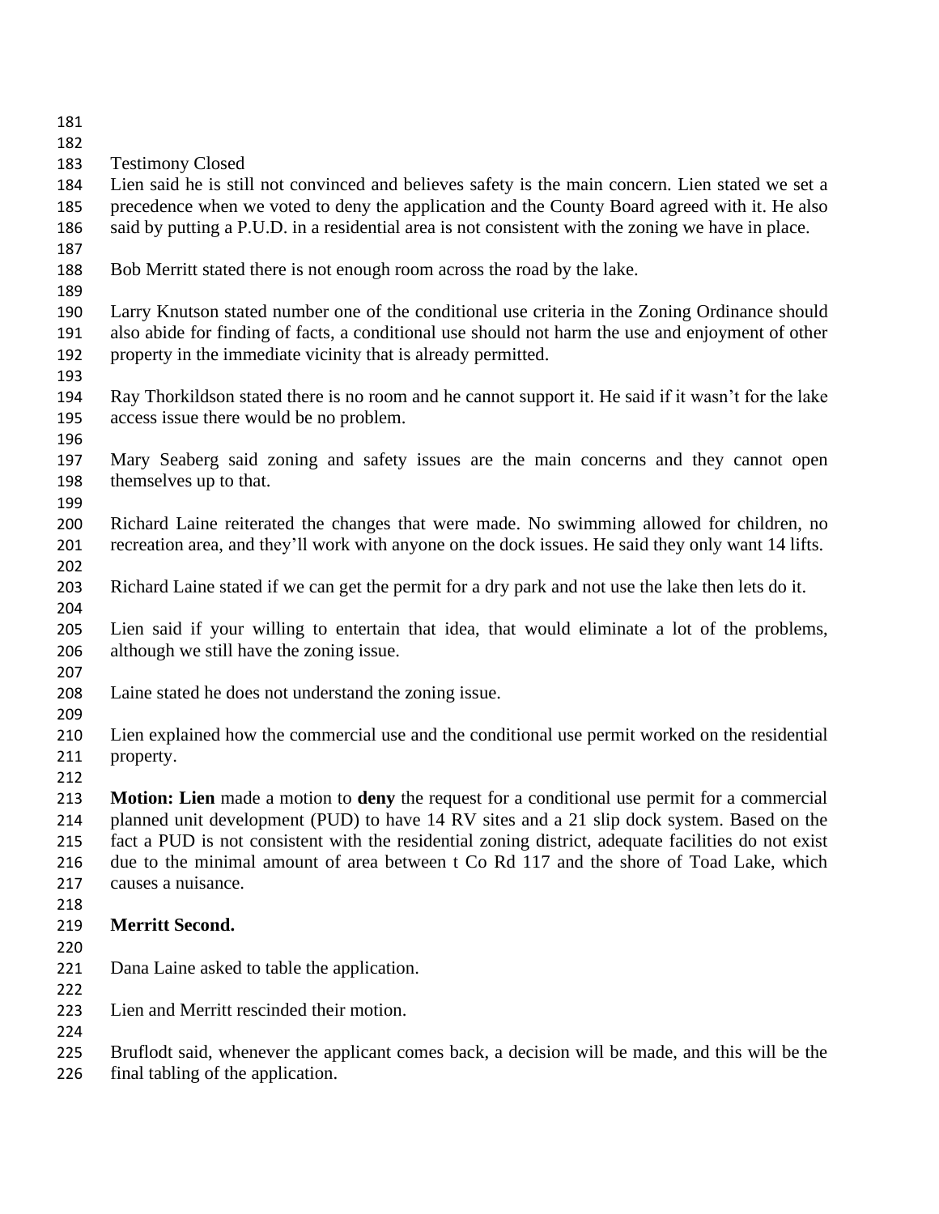Testimony Closed

Lien said he is still not convinced and believes safety is the main concern. Lien stated we set a precedence when we voted to deny the application and the County Board agreed with it. He also said by putting a P.U.D. in a residential area is not consistent with the zoning we have in place.

Bob Merritt stated there is not enough room across the road by the lake.

Larry Knutson stated number one of the conditional use criteria in the Zoning Ordinance should also abide for finding of facts, a conditional use should not harm the use and enjoyment of other property in the immediate vicinity that is already permitted.

Ray Thorkildson stated there is no room and he cannot support it. He said if it wasn't for the lake access issue there would be no problem.

Mary Seaberg said zoning and safety issues are the main concerns and they cannot open themselves up to that.

Richard Laine reiterated the changes that were made. No swimming allowed for children, no recreation area, and they'll work with anyone on the dock issues. He said they only want 14 lifts.

Richard Laine stated if we can get the permit for a dry park and not use the lake then lets do it.

Lien said if your willing to entertain that idea, that would eliminate a lot of the problems, although we still have the zoning issue.

Laine stated he does not understand the zoning issue.

Lien explained how the commercial use and the conditional use permit worked on the residential property.

**Motion: Lien** made a motion to **deny** the request for a conditional use permit for a commercial planned unit development (PUD) to have 14 RV sites and a 21 slip dock system. Based on the fact a PUD is not consistent with the residential zoning district, adequate facilities do not exist due to the minimal amount of area between t Co Rd 117 and the shore of Toad Lake, which causes a nuisance.

**Merritt Second.**

Dana Laine asked to table the application.

Lien and Merritt rescinded their motion.

Bruflodt said, whenever the applicant comes back, a decision will be made, and this will be the final tabling of the application.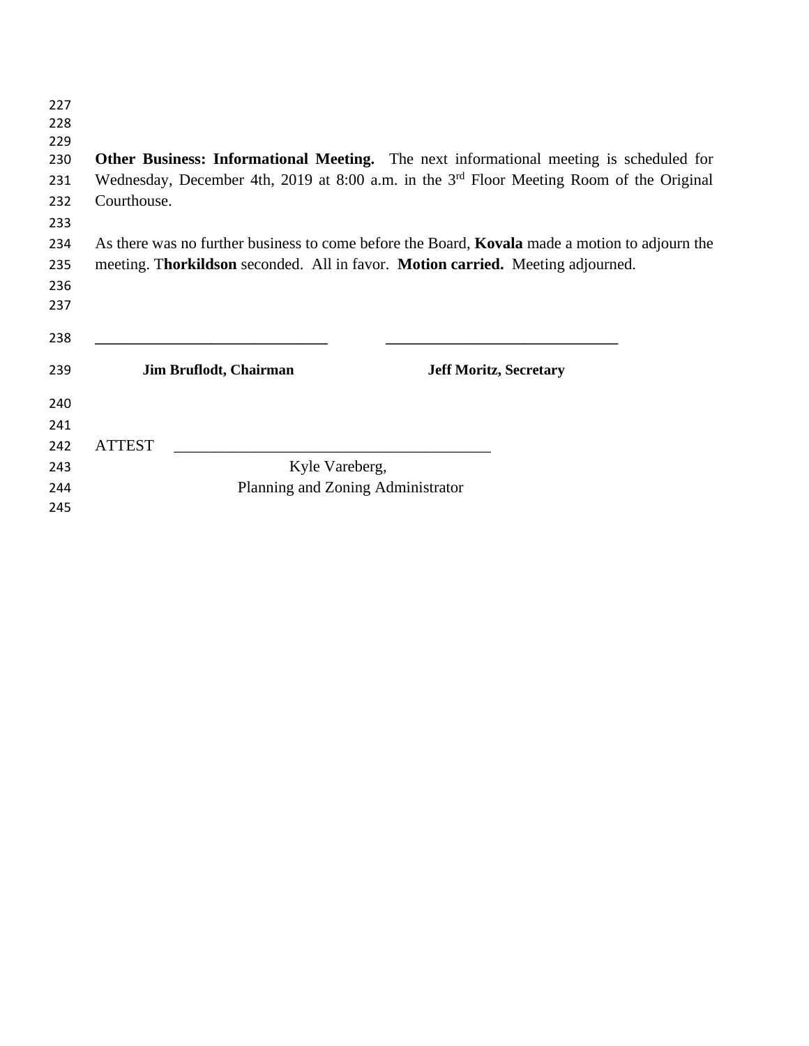**Other Business: Informational Meeting.** The next informational meeting is scheduled for Wednesday, December 4th, 2019 at 8:00 a.m. in the 3rd Floor Meeting Room of the Original Courthouse.

As there was no further business to come before the Board, **Kovala** made a motion to adjourn the meeting. T**horkildson** seconded. All in favor. **Motion carried.** Meeting adjourned.

\_\_\_\_\_\_\_\_\_\_\_\_\_\_\_\_\_\_\_\_\_\_\_\_\_\_\_\_\_\_ \_\_\_\_\_\_\_\_\_\_\_\_\_\_\_\_\_\_\_\_\_\_\_\_\_\_\_\_\_\_

**Jim Bruflodt, Chairman** **Jeff Moritz, Secretary**

ATTEST \_\_\_\_\_\_\_\_\_\_\_\_\_\_\_\_\_\_\_\_\_\_\_\_\_\_\_\_\_\_\_\_\_\_\_\_\_\_\_\_

Kyle Vareberg,
Planning and Zoning Administrator